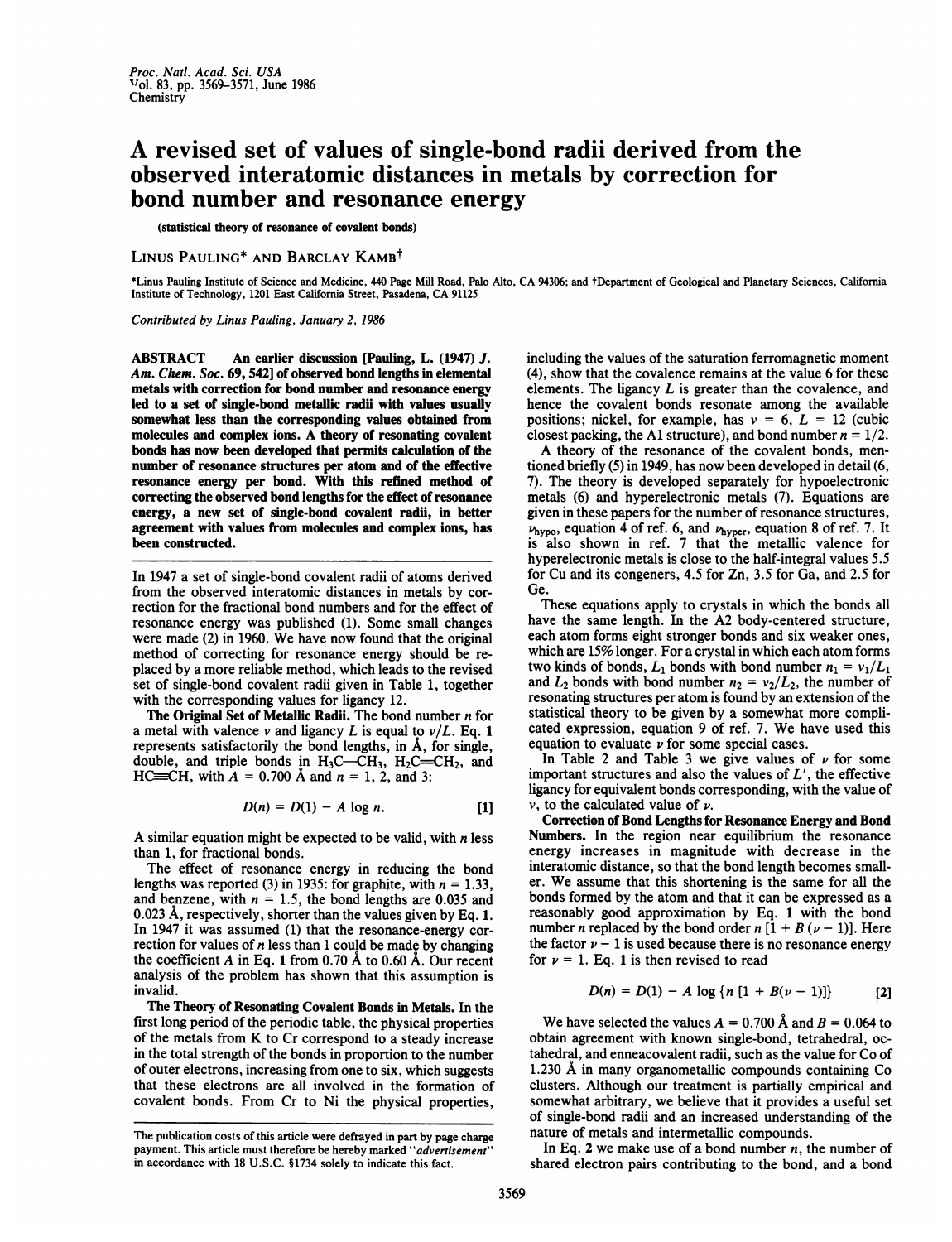# A revised set of values of single-bond radii derived from the observed interatomic distances in metals by correction for bond number and resonance energy

(statistical theory of resonance of covalent bonds)

LINUS PAULING* AND BARCLAY KAMB†

*Linus Pauling Institute of Science and Medicine, 440 Page Mill Road, Palo Alto, CA 94306; and †Department of Geological and Planetary Sciences, California Institute of Technology, 1201 East California Street, Pasadena, CA 91125

*Contributed by Linus Pauling, January 2, 1986*

**ABSTRACT** An earlier discussion [Pauling, L. (1947) *J. Am. Chem. Soc.* 69, 542] of observed bond lengths in elemental metals with correction for bond number and resonance energy led to a set of single-bond metallic radii with values usually somewhat less than the corresponding values obtained from molecules and complex ions. A theory of resonating covalent bonds has now been developed that permits calculation of the number of resonance structures per atom and of the effective resonance energy per bond. With this refined method of correcting the observed bond lengths for the effect of resonance energy, a new set of single-bond covalent radii, in better agreement with values from molecules and complex ions, has been constructed.

In 1947 a set of single-bond covalent radii of atoms derived from the observed interatomic distances in metals by correction for the fractional bond numbers and for the effect of resonance energy was published (1). Some small changes were made (2) in 1960. We have now found that the original method of correcting for resonance energy should be replaced by a more reliable method, which leads to the revised set of single-bond covalent radii given in Table 1, together with the corresponding values for ligancy 12.

**The Original Set of Metallic Radii.** The bond number $n$ for a metal with valence $v$ and ligancy $L$ is equal to $v/L$. Eq. **1** represents satisfactorily the bond lengths, in Å, for single, double, and triple bonds in $H_3C—CH_3$, $H_2C═CH_2$, and $HC≡CH$, with $A = 0.700$ Å and $n = 1$, 2, and 3:

$$D(n) = D(1) - A \log n. \qquad [1]$$

A similar equation might be expected to be valid, with $n$ less than 1, for fractional bonds.

The effect of resonance energy in reducing the bond lengths was reported (3) in 1935: for graphite, with $n = 1.33$, and benzene, with $n = 1.5$, the bond lengths are 0.035 and 0.023 Å, respectively, shorter than the values given by Eq. **1**. In 1947 it was assumed (1) that the resonance-energy correction for values of $n$ less than 1 could be made by changing the coefficient $A$ in Eq. **1** from 0.70 Å to 0.60 Å. Our recent analysis of the problem has shown that this assumption is invalid.

**The Theory of Resonating Covalent Bonds in Metals.** In the first long period of the periodic table, the physical properties of the metals from K to Cr correspond to a steady increase in the total strength of the bonds in proportion to the number of outer electrons, increasing from one to six, which suggests that these electrons are all involved in the formation of covalent bonds. From Cr to Ni the physical properties, including the values of the saturation ferromagnetic moment (4), show that the covalence remains at the value 6 for these elements. The ligancy $L$ is greater than the covalence, and hence the covalent bonds resonate among the available positions; nickel, for example, has $v = 6$, $L = 12$ (cubic closest packing, the A1 structure), and bond number $n = 1/2$.

A theory of the resonance of the covalent bonds, mentioned briefly (5) in 1949, has now been developed in detail (6, 7). The theory is developed separately for hypoelectronic metals (6) and hyperelectronic metals (7). Equations are given in these papers for the number of resonance structures, $\nu_{hypo}$, equation 4 of ref. 6, and $\nu_{hyper}$, equation 8 of ref. 7. It is also shown in ref. 7 that the metallic valence for hyperelectronic metals is close to the half-integral values 5.5 for Cu and its congeners, 4.5 for Zn, 3.5 for Ga, and 2.5 for Ge.

These equations apply to crystals in which the bonds all have the same length. In the A2 body-centered structure, each atom forms eight stronger bonds and six weaker ones, which are 15% longer. For a crystal in which each atom forms two kinds of bonds, $L_1$ bonds with bond number $n_1 = v_1/L_1$ and $L_2$ bonds with bond number $n_2 = v_2/L_2$, the number of resonating structures per atom is found by an extension of the statistical theory to be given by a somewhat more complicated expression, equation 9 of ref. 7. We have used this equation to evaluate $\nu$ for some special cases.

In Table 2 and Table 3 we give values of $\nu$ for some important structures and also the values of $L'$, the effective ligancy for equivalent bonds corresponding, with the value of $v$, to the calculated value of $\nu$.

**Correction of Bond Lengths for Resonance Energy and Bond Numbers.** In the region near equilibrium the resonance energy increases in magnitude with decrease in the interatomic distance, so that the bond length becomes smaller. We assume that this shortening is the same for all the bonds formed by the atom and that it can be expressed as a reasonably good approximation by Eq. **1** with the bond number $n$ replaced by the bond order $n\,[1 + B\,(\nu - 1)]$. Here the factor $\nu - 1$ is used because there is no resonance energy for $\nu = 1$. Eq. **1** is then revised to read

$$D(n) = D(1) - A \log \{n\,[1 + B(\nu - 1)]\} \qquad [2]$$

We have selected the values $A = 0.700$ Å and $B = 0.064$ to obtain agreement with known single-bond, tetrahedral, octahedral, and enneacovalent radii, such as the value for Co of 1.230 Å in many organometallic compounds containing Co clusters. Although our treatment is partially empirical and somewhat arbitrary, we believe that it provides a useful set of single-bond radii and an increased understanding of the nature of metals and intermetallic compounds.

In Eq. **2** we make use of a bond number $n$, the number of shared electron pairs contributing to the bond, and a bond

The publication costs of this article were defrayed in part by page charge payment. This article must therefore be hereby marked "*advertisement*" in accordance with 18 U.S.C. §1734 solely to indicate this fact.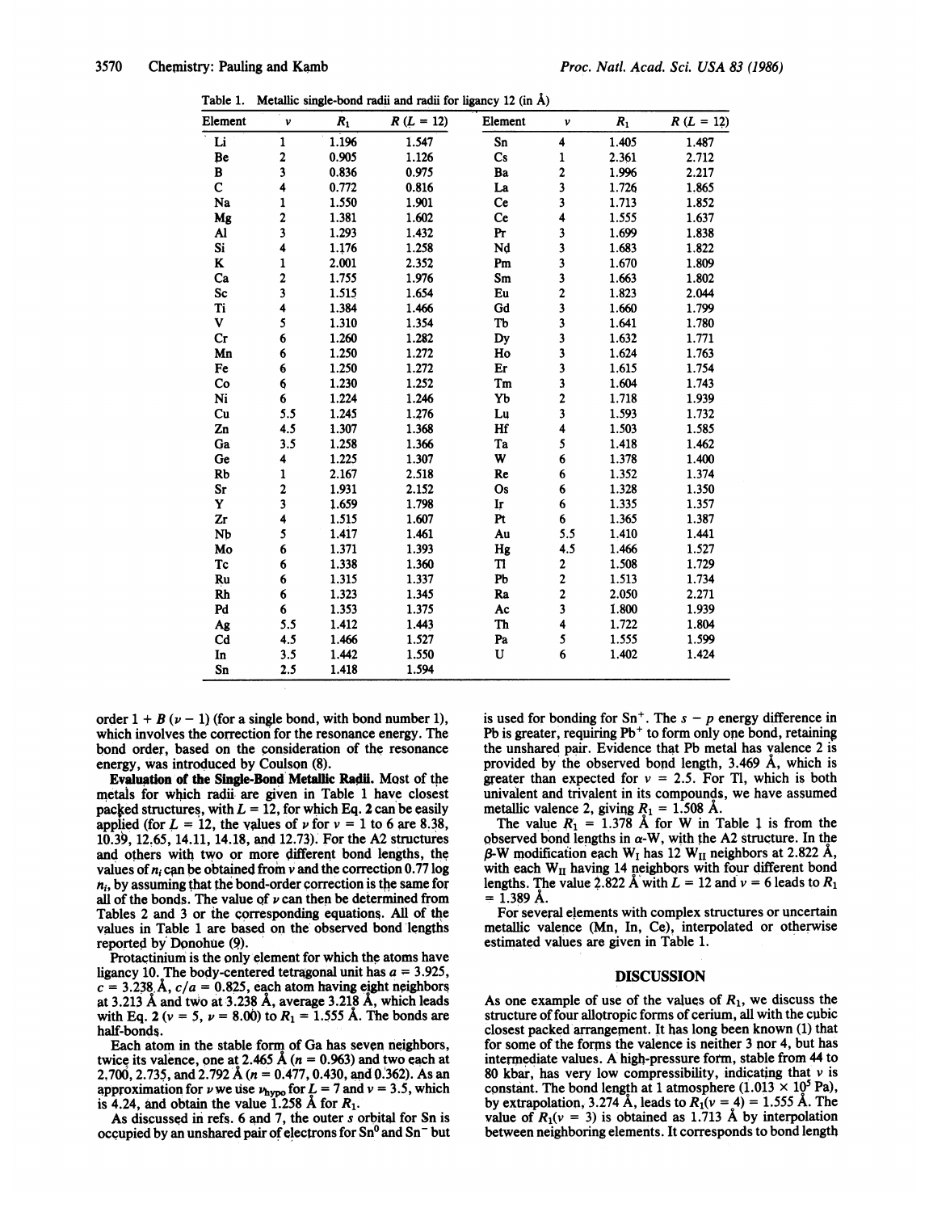Table 1. Metallic single-bond radii and radii for ligancy 12 (in Å)

| Element | $\nu$ | $R_1$ | $R$ ($L$ = 12) | Element | $\nu$ | $R_1$ | $R$ ($L$ = 12) |
|---|---|---|---|---|---|---|---|
| Li | 1 | 1.196 | 1.547 | Sn | 4 | 1.405 | 1.487 |
| Be | 2 | 0.905 | 1.126 | Cs | 1 | 2.361 | 2.712 |
| B | 3 | 0.836 | 0.975 | Ba | 2 | 1.996 | 2.217 |
| C | 4 | 0.772 | 0.816 | La | 3 | 1.726 | 1.865 |
| Na | 1 | 1.550 | 1.901 | Ce | 3 | 1.713 | 1.852 |
| Mg | 2 | 1.381 | 1.602 | Ce | 4 | 1.555 | 1.637 |
| Al | 3 | 1.293 | 1.432 | Pr | 3 | 1.699 | 1.838 |
| Si | 4 | 1.176 | 1.258 | Nd | 3 | 1.683 | 1.822 |
| K | 1 | 2.001 | 2.352 | Pm | 3 | 1.670 | 1.809 |
| Ca | 2 | 1.755 | 1.976 | Sm | 3 | 1.663 | 1.802 |
| Sc | 3 | 1.515 | 1.654 | Eu | 2 | 1.823 | 2.044 |
| Ti | 4 | 1.384 | 1.466 | Gd | 3 | 1.660 | 1.799 |
| V | 5 | 1.310 | 1.354 | Tb | 3 | 1.641 | 1.780 |
| Cr | 6 | 1.260 | 1.282 | Dy | 3 | 1.632 | 1.771 |
| Mn | 6 | 1.250 | 1.272 | Ho | 3 | 1.624 | 1.763 |
| Fe | 6 | 1.250 | 1.272 | Er | 3 | 1.615 | 1.754 |
| Co | 6 | 1.230 | 1.252 | Tm | 3 | 1.604 | 1.743 |
| Ni | 6 | 1.224 | 1.246 | Yb | 2 | 1.718 | 1.939 |
| Cu | 5.5 | 1.245 | 1.276 | Lu | 3 | 1.593 | 1.732 |
| Zn | 4.5 | 1.307 | 1.368 | Hf | 4 | 1.503 | 1.585 |
| Ga | 3.5 | 1.258 | 1.366 | Ta | 5 | 1.418 | 1.462 |
| Ge | 4 | 1.225 | 1.307 | W | 6 | 1.378 | 1.400 |
| Rb | 1 | 2.167 | 2.518 | Re | 6 | 1.352 | 1.374 |
| Sr | 2 | 1.931 | 2.152 | Os | 6 | 1.328 | 1.350 |
| Y | 3 | 1.659 | 1.798 | Ir | 6 | 1.335 | 1.357 |
| Zr | 4 | 1.515 | 1.607 | Pt | 6 | 1.365 | 1.387 |
| Nb | 5 | 1.417 | 1.461 | Au | 5.5 | 1.410 | 1.441 |
| Mo | 6 | 1.371 | 1.393 | Hg | 4.5 | 1.466 | 1.527 |
| Tc | 6 | 1.338 | 1.360 | Tl | 2 | 1.508 | 1.729 |
| Ru | 6 | 1.315 | 1.337 | Pb | 2 | 1.513 | 1.734 |
| Rh | 6 | 1.323 | 1.345 | Ra | 2 | 2.050 | 2.271 |
| Pd | 6 | 1.353 | 1.375 | Ac | 3 | 1.800 | 1.939 |
| Ag | 5.5 | 1.412 | 1.443 | Th | 4 | 1.722 | 1.804 |
| Cd | 4.5 | 1.466 | 1.527 | Pa | 5 | 1.555 | 1.599 |
| In | 3.5 | 1.442 | 1.550 | U | 6 | 1.402 | 1.424 |
| Sn | 2.5 | 1.418 | 1.594 | | | | |

order $1 + B(\nu - 1)$ (for a single bond, with bond number 1), which involves the correction for the resonance energy. The bond order, based on the consideration of the resonance energy, was introduced by Coulson (8).

**Evaluation of the Single-Bond Metallic Radii.** Most of the metals for which radii are given in Table 1 have closest packed structures, with $L = 12$, for which Eq. **2** can be easily applied (for $L = 12$, the values of $\nu$ for $\nu = 1$ to 6 are 8.38, 10.39, 12.65, 14.11, 14.18, and 12.73). For the A2 structures and others with two or more different bond lengths, the values of $n_i$ can be obtained from $\nu$ and the correction 0.77 log $n_i$, by assuming that the bond-order correction is the same for all of the bonds. The value of $\nu$ can then be determined from Tables 2 and 3 or the corresponding equations. All of the values in Table 1 are based on the observed bond lengths reported by Donohue (9).

Protactinium is the only element for which the atoms have ligancy 10. The body-centered tetragonal unit has $a = 3.925$, $c = 3.238$ Å, $c/a = 0.825$, each atom having eight neighbors at 3.213 Å and two at 3.238 Å, average 3.218 Å, which leads with Eq. **2** ($\nu = 5$, $\nu = 8.00$) to $R_1 = 1.555$ Å. The bonds are half-bonds.

Each atom in the stable form of Ga has seven neighbors, twice its valence, one at 2.465 Å ($n = 0.963$) and two each at 2.700, 2.735, and 2.792 Å ($n = 0.477$, 0.430, and 0.362). As an approximation for $\nu$ we use $\nu_{hypo}$ for $L = 7$ and $\nu = 3.5$, which is 4.24, and obtain the value 1.258 Å for $R_1$.

As discussed in refs. 6 and 7, the outer $s$ orbital for Sn is occupied by an unshared pair of electrons for $Sn^0$ and $Sn^-$ but is used for bonding for $Sn^+$. The $s - p$ energy difference in Pb is greater, requiring $Pb^+$ to form only one bond, retaining the unshared pair. Evidence that Pb metal has valence 2 is provided by the observed bond length, 3.469 Å, which is greater than expected for $\nu = 2.5$. For Tl, which is both univalent and trivalent in its compounds, we have assumed metallic valence 2, giving $R_1 = 1.508$ Å.

The value $R_1 = 1.378$ Å for W in Table 1 is from the observed bond lengths in α-W, with the A2 structure. In the β-W modification each $W_I$ has 12 $W_{II}$ neighbors at 2.822 Å, with each $W_{II}$ having 14 neighbors with four different bond lengths. The value 2.822 Å with $L = 12$ and $\nu = 6$ leads to $R_1 = 1.389$ Å.

For several elements with complex structures or uncertain metallic valence (Mn, In, Ce), interpolated or otherwise estimated values are given in Table 1.

## DISCUSSION

As one example of use of the values of $R_1$, we discuss the structure of four allotropic forms of cerium, all with the cubic closest packed arrangement. It has long been known (1) that for some of the forms the valence is neither 3 nor 4, but has intermediate values. A high-pressure form, stable from 44 to 80 kbar, has very low compressibility, indicating that $\nu$ is constant. The bond length at 1 atmosphere ($1.013 \times 10^5$ Pa), by extrapolation, 3.274 Å, leads to $R_1(\nu = 4) = 1.555$ Å. The value of $R_1(\nu = 3)$ is obtained as 1.713 Å by interpolation between neighboring elements. It corresponds to bond length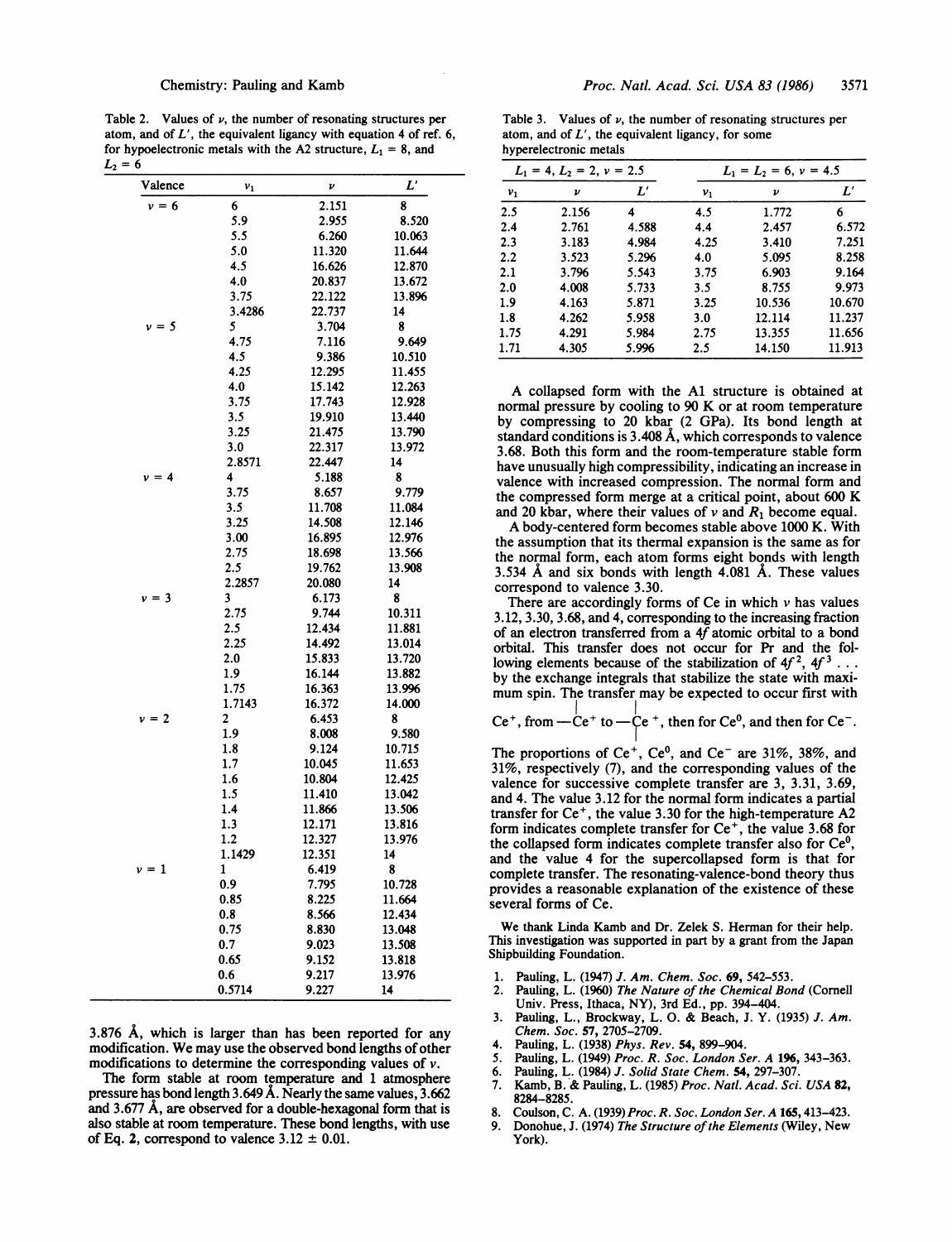Table 2. Values of $\nu$, the number of resonating structures per atom, and of $L'$, the equivalent ligancy with equation 4 of ref. 6, for hypoelectronic metals with the A2 structure, $L_1 = 8$, and $L_2 = 6$

| Valence | $\nu_1$ | $\nu$ | $L'$ |
|---|---|---|---|
| $v = 6$ | 6 | 2.151 | 8 |
| | 5.9 | 2.955 | 8.520 |
| | 5.5 | 6.260 | 10.063 |
| | 5.0 | 11.320 | 11.644 |
| | 4.5 | 16.626 | 12.870 |
| | 4.0 | 20.837 | 13.672 |
| | 3.75 | 22.122 | 13.896 |
| | 3.4286 | 22.737 | 14 |
| $v = 5$ | 5 | 3.704 | 8 |
| | 4.75 | 7.116 | 9.649 |
| | 4.5 | 9.386 | 10.510 |
| | 4.25 | 12.295 | 11.455 |
| | 4.0 | 15.142 | 12.263 |
| | 3.75 | 17.743 | 12.928 |
| | 3.5 | 19.910 | 13.440 |
| | 3.25 | 21.475 | 13.790 |
| | 3.0 | 22.317 | 13.972 |
| | 2.8571 | 22.447 | 14 |
| $v = 4$ | 4 | 5.188 | 8 |
| | 3.75 | 8.657 | 9.779 |
| | 3.5 | 11.708 | 11.084 |
| | 3.25 | 14.508 | 12.146 |
| | 3.00 | 16.895 | 12.976 |
| | 2.75 | 18.698 | 13.566 |
| | 2.5 | 19.762 | 13.908 |
| | 2.2857 | 20.080 | 14 |
| $v = 3$ | 3 | 6.173 | 8 |
| | 2.75 | 9.744 | 10.311 |
| | 2.5 | 12.434 | 11.881 |
| | 2.25 | 14.492 | 13.014 |
| | 2.0 | 15.833 | 13.720 |
| | 1.9 | 16.144 | 13.882 |
| | 1.75 | 16.363 | 13.996 |
| | 1.7143 | 16.372 | 14.000 |
| $v = 2$ | 2 | 6.453 | 8 |
| | 1.9 | 8.008 | 9.580 |
| | 1.8 | 9.124 | 10.715 |
| | 1.7 | 10.045 | 11.653 |
| | 1.6 | 10.804 | 12.425 |
| | 1.5 | 11.410 | 13.042 |
| | 1.4 | 11.866 | 13.506 |
| | 1.3 | 12.171 | 13.816 |
| | 1.2 | 12.327 | 13.976 |
| | 1.1429 | 12.351 | 14 |
| $v = 1$ | 1 | 6.419 | 8 |
| | 0.9 | 7.795 | 10.728 |
| | 0.85 | 8.225 | 11.664 |
| | 0.8 | 8.566 | 12.434 |
| | 0.75 | 8.830 | 13.048 |
| | 0.7 | 9.023 | 13.508 |
| | 0.65 | 9.152 | 13.818 |
| | 0.6 | 9.217 | 13.976 |
| | 0.5714 | 9.227 | 14 |

3.876 Å, which is larger than has been reported for any modification. We may use the observed bond lengths of other modifications to determine the corresponding values of $v$.

The form stable at room temperature and 1 atmosphere pressure has bond length 3.649 Å. Nearly the same values, 3.662 and 3.677 Å, are observed for a double-hexagonal form that is also stable at room temperature. These bond lengths, with use of Eq. **2**, correspond to valence 3.12 ± 0.01.

Table 3. Values of $\nu$, the number of resonating structures per atom, and of $L'$, the equivalent ligancy, for some hyperelectronic metals

| $L_1 = 4, L_2 = 2, v = 2.5$ | | | $L_1 = L_2 = 6, v = 4.5$ | | |
|---|---|---|---|---|---|
| $\nu_1$ | $\nu$ | $L'$ | $\nu_1$ | $\nu$ | $L'$ |
| 2.5 | 2.156 | 4 | 4.5 | 1.772 | 6 |
| 2.4 | 2.761 | 4.588 | 4.4 | 2.457 | 6.572 |
| 2.3 | 3.183 | 4.984 | 4.25 | 3.410 | 7.251 |
| 2.2 | 3.523 | 5.296 | 4.0 | 5.095 | 8.258 |
| 2.1 | 3.796 | 5.543 | 3.75 | 6.903 | 9.164 |
| 2.0 | 4.008 | 5.733 | 3.5 | 8.755 | 9.973 |
| 1.9 | 4.163 | 5.871 | 3.25 | 10.536 | 10.670 |
| 1.8 | 4.262 | 5.958 | 3.0 | 12.114 | 11.237 |
| 1.75 | 4.291 | 5.984 | 2.75 | 13.355 | 11.656 |
| 1.71 | 4.305 | 5.996 | 2.5 | 14.150 | 11.913 |

A collapsed form with the A1 structure is obtained at normal pressure by cooling to 90 K or at room temperature by compressing to 20 kbar (2 GPa). Its bond length at standard conditions is 3.408 Å, which corresponds to valence 3.68. Both this form and the room-temperature stable form have unusually high compressibility, indicating an increase in valence with increased compression. The normal form and the compressed form merge at a critical point, about 600 K and 20 kbar, where their values of $v$ and $R_1$ become equal.

A body-centered form becomes stable above 1000 K. With the assumption that its thermal expansion is the same as for the normal form, each atom forms eight bonds with length 3.534 Å and six bonds with length 4.081 Å. These values correspond to valence 3.30.

There are accordingly forms of Ce in which $v$ has values 3.12, 3.30, 3.68, and 4, corresponding to the increasing fraction of an electron transferred from a 4$f$ atomic orbital to a bond orbital. This transfer does not occur for Pr and the following elements because of the stabilization of $4f^2$, $4f^3$ . . . by the exchange integrals that stabilize the state with maximum spin. The transfer may be expected to occur first with $Ce^+$, from $-\overset{|}{Ce^+}$ to $-\underset{|}{\overset{|}{Ce}}{}^+$, then for $Ce^0$, and then for $Ce^-$.

The proportions of $Ce^+$, $Ce^0$, and $Ce^-$ are 31%, 38%, and 31%, respectively (7), and the corresponding values of the valence for successive complete transfer are 3, 3.31, 3.69, and 4. The value 3.12 for the normal form indicates a partial transfer for $Ce^+$, the value 3.30 for the high-temperature A2 form indicates complete transfer for $Ce^+$, the value 3.68 for the collapsed form indicates complete transfer also for $Ce^0$, and the value 4 for the supercollapsed form is that for complete transfer. The resonating-valence-bond theory thus provides a reasonable explanation of the existence of these several forms of Ce.

We thank Linda Kamb and Dr. Zelek S. Herman for their help. This investigation was supported in part by a grant from the Japan Shipbuilding Foundation.

1. Pauling, L. (1947) *J. Am. Chem. Soc.* **69**, 542–553.
2. Pauling, L. (1960) *The Nature of the Chemical Bond* (Cornell Univ. Press, Ithaca, NY), 3rd Ed., pp. 394–404.
3. Pauling, L., Brockway, L. O. & Beach, J. Y. (1935) *J. Am. Chem. Soc.* **57**, 2705–2709.
4. Pauling, L. (1938) *Phys. Rev.* **54**, 899–904.
5. Pauling, L. (1949) *Proc. R. Soc. London Ser. A* **196**, 343–363.
6. Pauling, L. (1984) *J. Solid State Chem.* **54**, 297–307.
7. Kamb, B. & Pauling, L. (1985) *Proc. Natl. Acad. Sci. USA* **82**, 8284–8285.
8. Coulson, C. A. (1939) *Proc. R. Soc. London Ser. A* **165**, 413–423.
9. Donohue, J. (1974) *The Structure of the Elements* (Wiley, New York).